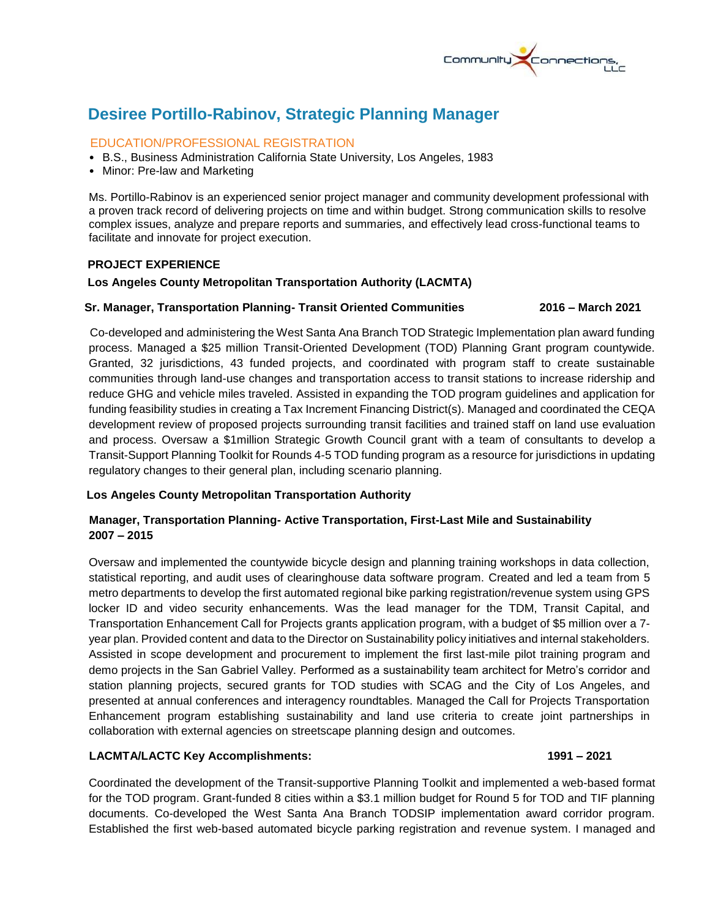# Desiree Portillo-Rabinov, Strategic Planning Manager

## EDUCATION/PROFESSIONAL REGISTRATION

- B.S., Business Administration California State University, Los Angeles, 1983
- Minor: Pre-law and Marketing

Ms. Portillo-Rabinov is an experienced senior project manager and community development professional with a proven track record of delivering projects on time and within budget. Strong communication skills to resolve complex issues, analyze and prepare reports and summaries, and effectively lead cross-functional teams to facilitate and innovate for project execution.

## PROJECT EXPERIENCE

### Los Angeles County Metropolitan Transportation Authority (LACMTA)

**Sr. Manager, Transportation Planning- Transit Oriented Communities** **2016 – March 2021**

Co-developed and administering the West Santa Ana Branch TOD Strategic Implementation plan award funding process. Managed a $25 million Transit-Oriented Development (TOD) Planning Grant program countywide. Granted, 32 jurisdictions, 43 funded projects, and coordinated with program staff to create sustainable communities through land-use changes and transportation access to transit stations to increase ridership and reduce GHG and vehicle miles traveled. Assisted in expanding the TOD program guidelines and application for funding feasibility studies in creating a Tax Increment Financing District(s). Managed and coordinated the CEQA development review of proposed projects surrounding transit facilities and trained staff on land use evaluation and process. Oversaw a $1million Strategic Growth Council grant with a team of consultants to develop a Transit-Support Planning Toolkit for Rounds 4-5 TOD funding program as a resource for jurisdictions in updating regulatory changes to their general plan, including scenario planning.

### Los Angeles County Metropolitan Transportation Authority

**Manager, Transportation Planning- Active Transportation, First-Last Mile and Sustainability**
**2007 – 2015**

Oversaw and implemented the countywide bicycle design and planning training workshops in data collection, statistical reporting, and audit uses of clearinghouse data software program. Created and led a team from 5 metro departments to develop the first automated regional bike parking registration/revenue system using GPS locker ID and video security enhancements. Was the lead manager for the TDM, Transit Capital, and Transportation Enhancement Call for Projects grants application program, with a budget of $5 million over a 7-year plan. Provided content and data to the Director on Sustainability policy initiatives and internal stakeholders. Assisted in scope development and procurement to implement the first last-mile pilot training program and demo projects in the San Gabriel Valley. Performed as a sustainability team architect for Metro's corridor and station planning projects, secured grants for TOD studies with SCAG and the City of Los Angeles, and presented at annual conferences and interagency roundtables. Managed the Call for Projects Transportation Enhancement program establishing sustainability and land use criteria to create joint partnerships in collaboration with external agencies on streetscape planning design and outcomes.

**LACMTA/LACTC Key Accomplishments:** **1991 – 2021**

Coordinated the development of the Transit-supportive Planning Toolkit and implemented a web-based format for the TOD program. Grant-funded 8 cities within a $3.1 million budget for Round 5 for TOD and TIF planning documents. Co-developed the West Santa Ana Branch TODSIP implementation award corridor program. Established the first web-based automated bicycle parking registration and revenue system. I managed and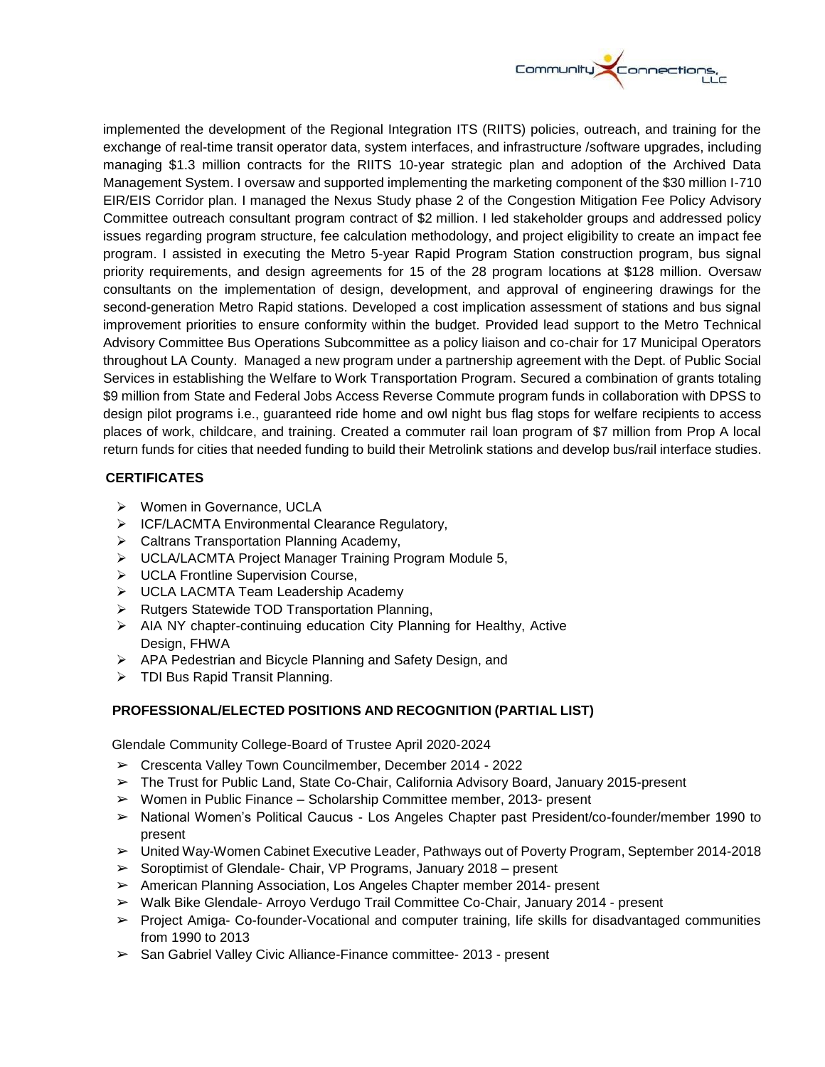implemented the development of the Regional Integration ITS (RIITS) policies, outreach, and training for the exchange of real-time transit operator data, system interfaces, and infrastructure /software upgrades, including managing $1.3 million contracts for the RIITS 10-year strategic plan and adoption of the Archived Data Management System. I oversaw and supported implementing the marketing component of the $30 million I-710 EIR/EIS Corridor plan. I managed the Nexus Study phase 2 of the Congestion Mitigation Fee Policy Advisory Committee outreach consultant program contract of $2 million. I led stakeholder groups and addressed policy issues regarding program structure, fee calculation methodology, and project eligibility to create an impact fee program. I assisted in executing the Metro 5-year Rapid Program Station construction program, bus signal priority requirements, and design agreements for 15 of the 28 program locations at $128 million. Oversaw consultants on the implementation of design, development, and approval of engineering drawings for the second-generation Metro Rapid stations. Developed a cost implication assessment of stations and bus signal improvement priorities to ensure conformity within the budget. Provided lead support to the Metro Technical Advisory Committee Bus Operations Subcommittee as a policy liaison and co-chair for 17 Municipal Operators throughout LA County. Managed a new program under a partnership agreement with the Dept. of Public Social Services in establishing the Welfare to Work Transportation Program. Secured a combination of grants totaling $9 million from State and Federal Jobs Access Reverse Commute program funds in collaboration with DPSS to design pilot programs i.e., guaranteed ride home and owl night bus flag stops for welfare recipients to access places of work, childcare, and training. Created a commuter rail loan program of $7 million from Prop A local return funds for cities that needed funding to build their Metrolink stations and develop bus/rail interface studies.

**CERTIFICATES**

- Women in Governance, UCLA
- ICF/LACMTA Environmental Clearance Regulatory,
- Caltrans Transportation Planning Academy,
- UCLA/LACMTA Project Manager Training Program Module 5,
- UCLA Frontline Supervision Course,
- UCLA LACMTA Team Leadership Academy
- Rutgers Statewide TOD Transportation Planning,
- AIA NY chapter-continuing education City Planning for Healthy, Active Design, FHWA
- APA Pedestrian and Bicycle Planning and Safety Design, and
- TDI Bus Rapid Transit Planning.

**PROFESSIONAL/ELECTED POSITIONS AND RECOGNITION (PARTIAL LIST)**

Glendale Community College-Board of Trustee April 2020-2024

- Crescenta Valley Town Councilmember, December 2014 - 2022
- The Trust for Public Land, State Co-Chair, California Advisory Board, January 2015-present
- Women in Public Finance – Scholarship Committee member, 2013- present
- National Women's Political Caucus - Los Angeles Chapter past President/co-founder/member 1990 to present
- United Way-Women Cabinet Executive Leader, Pathways out of Poverty Program, September 2014-2018
- Soroptimist of Glendale- Chair, VP Programs, January 2018 – present
- American Planning Association, Los Angeles Chapter member 2014- present
- Walk Bike Glendale- Arroyo Verdugo Trail Committee Co-Chair, January 2014 - present
- Project Amiga- Co-founder-Vocational and computer training, life skills for disadvantaged communities from 1990 to 2013
- San Gabriel Valley Civic Alliance-Finance committee- 2013 - present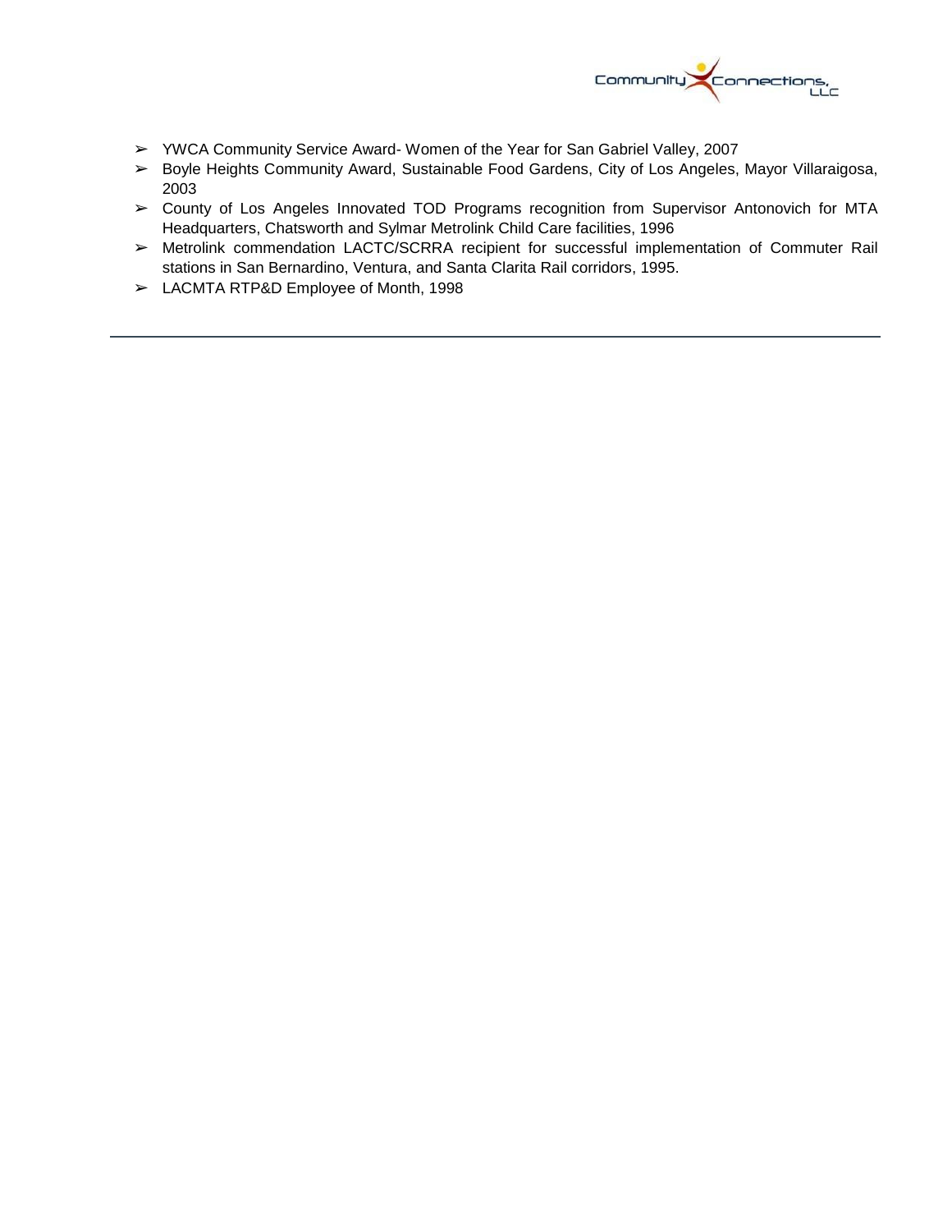- YWCA Community Service Award- Women of the Year for San Gabriel Valley, 2007
- Boyle Heights Community Award, Sustainable Food Gardens, City of Los Angeles, Mayor Villaraigosa, 2003
- County of Los Angeles Innovated TOD Programs recognition from Supervisor Antonovich for MTA Headquarters, Chatsworth and Sylmar Metrolink Child Care facilities, 1996
- Metrolink commendation LACTC/SCRRA recipient for successful implementation of Commuter Rail stations in San Bernardino, Ventura, and Santa Clarita Rail corridors, 1995.
- LACMTA RTP&D Employee of Month, 1998